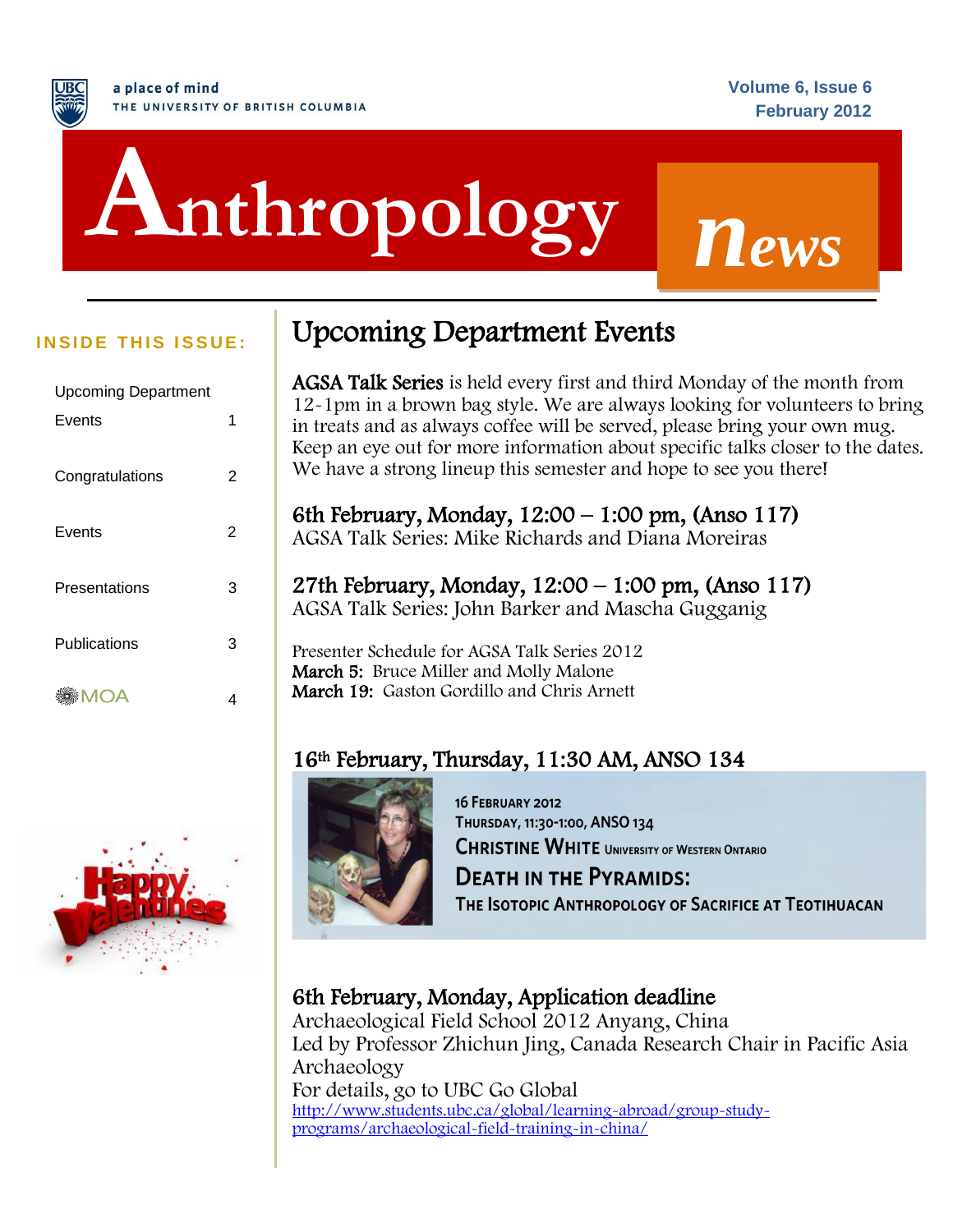a place of mind
THE UNIVERSITY OF BRITISH COLUMBIA

Volume 6, Issue 6
February 2012

# Anthropology *news*

**INSIDE THIS ISSUE:**

| | |
|---|---|
| Upcoming Department Events | 1 |
| Congratulations | 2 |
| Events | 2 |
| Presentations | 3 |
| Publications | 3 |
| MOA | 4 |

## Upcoming Department Events

**AGSA Talk Series** is held every first and third Monday of the month from 12-1pm in a brown bag style. We are always looking for volunteers to bring in treats and as always coffee will be served, please bring your own mug. Keep an eye out for more information about specific talks closer to the dates. We have a strong lineup this semester and hope to see you there!

### 6th February, Monday, 12:00 – 1:00 pm, (Anso 117)

AGSA Talk Series: Mike Richards and Diana Moreiras

### 27th February, Monday, 12:00 – 1:00 pm, (Anso 117)

AGSA Talk Series: John Barker and Mascha Gugganig

Presenter Schedule for AGSA Talk Series 2012
**March 5:** Bruce Miller and Molly Malone
**March 19:** Gaston Gordillo and Chris Arnett

### 16th February, Thursday, 11:30 AM, ANSO 134

16 FEBRUARY 2012
THURSDAY, 11:30-1:00, ANSO 134
**CHRISTINE WHITE** UNIVERSITY OF WESTERN ONTARIO
**DEATH IN THE PYRAMIDS:**
**THE ISOTOPIC ANTHROPOLOGY OF SACRIFICE AT TEOTIHUACAN**

### 6th February, Monday, Application deadline

Archaeological Field School 2012 Anyang, China
Led by Professor Zhichun Jing, Canada Research Chair in Pacific Asia Archaeology
For details, go to UBC Go Global
http://www.students.ubc.ca/global/learning-abroad/group-study-programs/archaeological-field-training-in-china/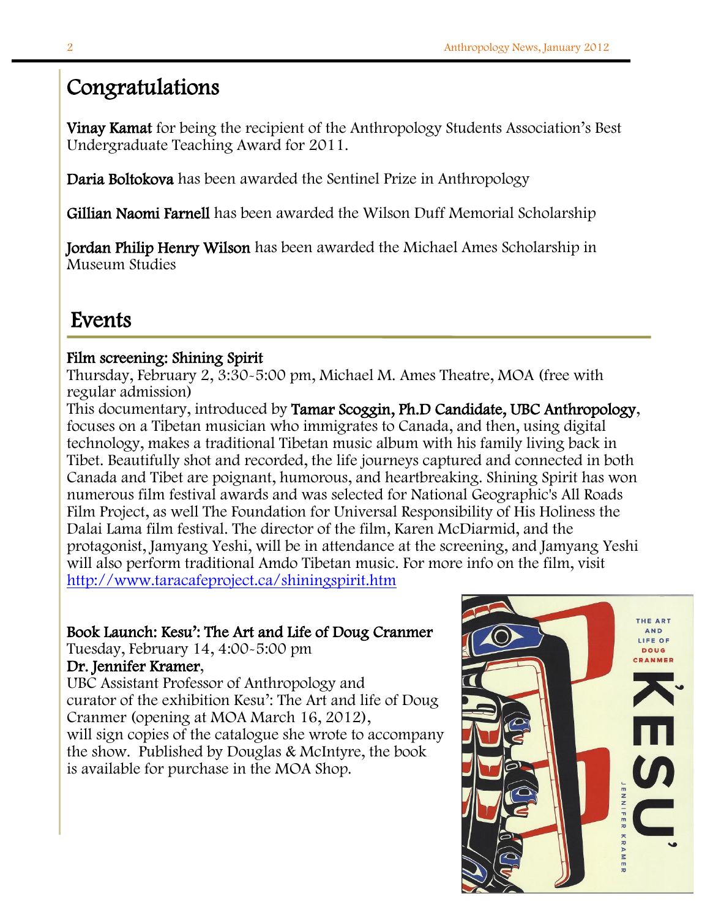# Congratulations

**Vinay Kamat** for being the recipient of the Anthropology Students Association's Best Undergraduate Teaching Award for 2011.

**Daria Boltokova** has been awarded the Sentinel Prize in Anthropology

**Gillian Naomi Farnell** has been awarded the Wilson Duff Memorial Scholarship

**Jordan Philip Henry Wilson** has been awarded the Michael Ames Scholarship in Museum Studies

# Events

**Film screening: Shining Spirit**
Thursday, February 2, 3:30-5:00 pm, Michael M. Ames Theatre, MOA (free with regular admission)
This documentary, introduced by **Tamar Scoggin, Ph.D Candidate, UBC Anthropology**, focuses on a Tibetan musician who immigrates to Canada, and then, using digital technology, makes a traditional Tibetan music album with his family living back in Tibet. Beautifully shot and recorded, the life journeys captured and connected in both Canada and Tibet are poignant, humorous, and heartbreaking. Shining Spirit has won numerous film festival awards and was selected for National Geographic's All Roads Film Project, as well The Foundation for Universal Responsibility of His Holiness the Dalai Lama film festival. The director of the film, Karen McDiarmid, and the protagonist, Jamyang Yeshi, will be in attendance at the screening, and Jamyang Yeshi will also perform traditional Amdo Tibetan music. For more info on the film, visit http://www.taracafeproject.ca/shiningspirit.htm

**Book Launch: Kesu': The Art and Life of Doug Cranmer**
Tuesday, February 14, 4:00-5:00 pm
**Dr. Jennifer Kramer**,
UBC Assistant Professor of Anthropology and curator of the exhibition Kesu': The Art and life of Doug Cranmer (opening at MOA March 16, 2012), will sign copies of the catalogue she wrote to accompany the show. Published by Douglas & McIntyre, the book is available for purchase in the MOA Shop.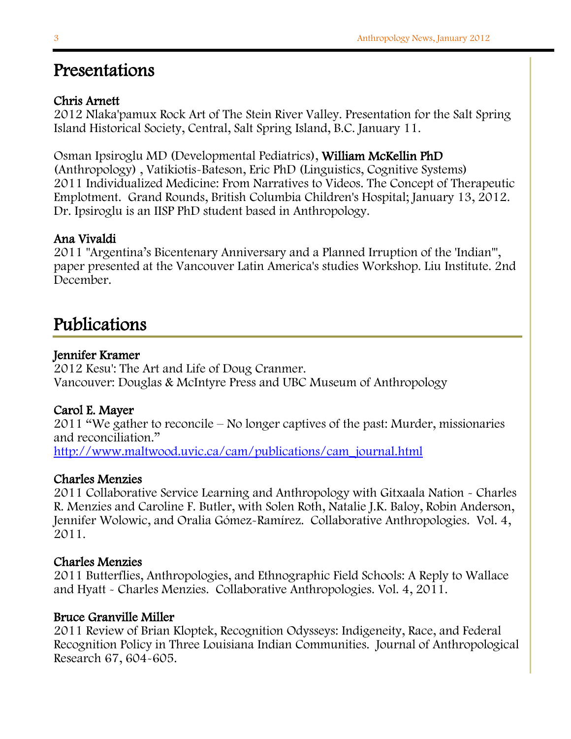# Presentations

**Chris Arnett**
2012 Nlaka'pamux Rock Art of The Stein River Valley. Presentation for the Salt Spring Island Historical Society, Central, Salt Spring Island, B.C. January 11.

Osman Ipsiroglu MD (Developmental Pediatrics), **William McKellin PhD** (Anthropology) , Vatikiotis-Bateson, Eric PhD (Linguistics, Cognitive Systems)
2011 Individualized Medicine: From Narratives to Videos. The Concept of Therapeutic Emplotment. Grand Rounds, British Columbia Children's Hospital; January 13, 2012. Dr. Ipsiroglu is an IISP PhD student based in Anthropology.

**Ana Vivaldi**
2011 "Argentina's Bicentenary Anniversary and a Planned Irruption of the 'Indian'", paper presented at the Vancouver Latin America's studies Workshop. Liu Institute. 2nd December.

# Publications

**Jennifer Kramer**
2012 Kesu': The Art and Life of Doug Cranmer.
Vancouver: Douglas & McIntyre Press and UBC Museum of Anthropology

**Carol E. Mayer**
2011 "We gather to reconcile – No longer captives of the past: Murder, missionaries and reconciliation."
http://www.maltwood.uvic.ca/cam/publications/cam_journal.html

**Charles Menzies**
2011 Collaborative Service Learning and Anthropology with Gitxaala Nation - Charles R. Menzies and Caroline F. Butler, with Solen Roth, Natalie J.K. Baloy, Robin Anderson, Jennifer Wolowic, and Oralia Gómez-Ramírez. Collaborative Anthropologies. Vol. 4, 2011.

**Charles Menzies**
2011 Butterflies, Anthropologies, and Ethnographic Field Schools: A Reply to Wallace and Hyatt - Charles Menzies. Collaborative Anthropologies. Vol. 4, 2011.

**Bruce Granville Miller**
2011 Review of Brian Kloptek, Recognition Odysseys: Indigeneity, Race, and Federal Recognition Policy in Three Louisiana Indian Communities. Journal of Anthropological Research 67, 604-605.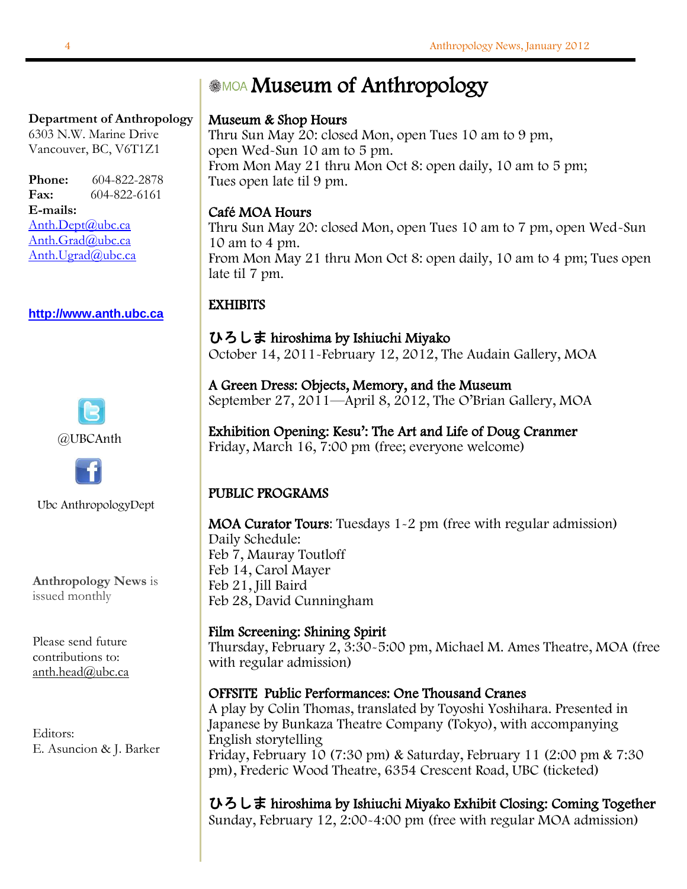**Department of Anthropology**
6303 N.W. Marine Drive
Vancouver, BC, V6T1Z1

**Phone:** 604-822-2878
**Fax:** 604-822-6161
**E-mails:**
Anth.Dept@ubc.ca
Anth.Grad@ubc.ca
Anth.Ugrad@ubc.ca

**http://www.anth.ubc.ca**

@UBCAnth

Ubc AnthropologyDept

**Anthropology News** is issued monthly

Please send future contributions to:
anth.head@ubc.ca

Editors:
E. Asuncion & J. Barker

# MOA Museum of Anthropology

**Museum & Shop Hours**
Thru Sun May 20: closed Mon, open Tues 10 am to 9 pm, open Wed-Sun 10 am to 5 pm.
From Mon May 21 thru Mon Oct 8: open daily, 10 am to 5 pm; Tues open late til 9 pm.

**Café MOA Hours**
Thru Sun May 20: closed Mon, open Tues 10 am to 7 pm, open Wed-Sun 10 am to 4 pm.
From Mon May 21 thru Mon Oct 8: open daily, 10 am to 4 pm; Tues open late til 7 pm.

## EXHIBITS

**ひろしま hiroshima by Ishiuchi Miyako**
October 14, 2011-February 12, 2012, The Audain Gallery, MOA

**A Green Dress: Objects, Memory, and the Museum**
September 27, 2011—April 8, 2012, The O'Brian Gallery, MOA

**Exhibition Opening: Kesu': The Art and Life of Doug Cranmer**
Friday, March 16, 7:00 pm (free; everyone welcome)

## PUBLIC PROGRAMS

**MOA Curator Tours**: Tuesdays 1-2 pm (free with regular admission)
Daily Schedule:
Feb 7, Mauray Toutloff
Feb 14, Carol Mayer
Feb 21, Jill Baird
Feb 28, David Cunningham

**Film Screening: Shining Spirit**
Thursday, February 2, 3:30-5:00 pm, Michael M. Ames Theatre, MOA (free with regular admission)

**OFFSITE Public Performances: One Thousand Cranes**
A play by Colin Thomas, translated by Toyoshi Yoshihara. Presented in Japanese by Bunkaza Theatre Company (Tokyo), with accompanying English storytelling
Friday, February 10 (7:30 pm) & Saturday, February 11 (2:00 pm & 7:30 pm), Frederic Wood Theatre, 6354 Crescent Road, UBC (ticketed)

**ひろしま hiroshima by Ishiuchi Miyako Exhibit Closing: Coming Together**
Sunday, February 12, 2:00-4:00 pm (free with regular MOA admission)